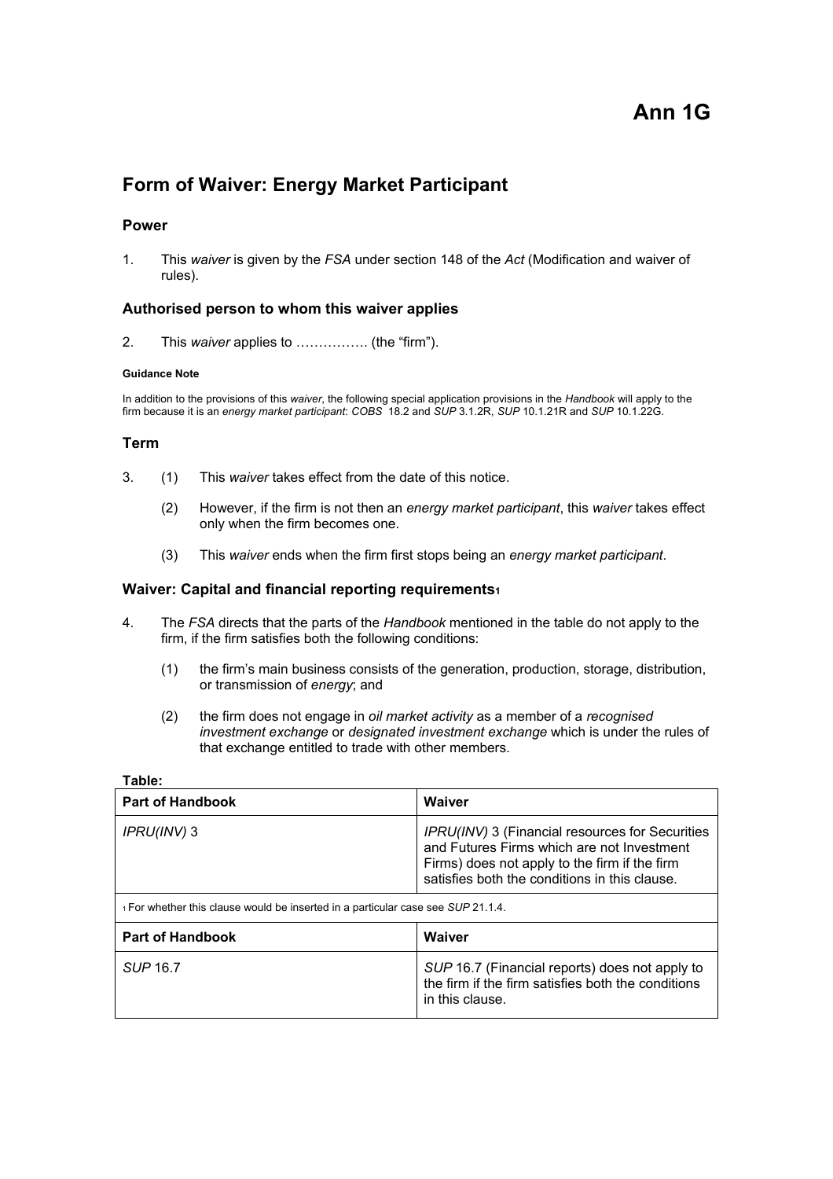# Ann 1G

## Form of Waiver: Energy Market Participant

### Power

1. This *waiver* is given by the *FSA* under section 148 of the *Act* (Modification and waiver of rules).

### Authorised person to whom this waiver applies

2. This *waiver* applies to ……………. (the "firm").

**Guidance Note**

In addition to the provisions of this *waiver*, the following special application provisions in the *Handbook* will apply to the firm because it is an *energy market participant*: *COBS* 18.2 and *SUP* 3.1.2R, *SUP* 10.1.21R and *SUP* 10.1.22G.

### Term

3. (1) This *waiver* takes effect from the date of this notice.

   (2) However, if the firm is not then an *energy market participant*, this *waiver* takes effect only when the firm becomes one.

   (3) This *waiver* ends when the firm first stops being an *energy market participant*.

### Waiver: Capital and financial reporting requirements[1]

4. The *FSA* directs that the parts of the *Handbook* mentioned in the table do not apply to the firm, if the firm satisfies both the following conditions:

   (1) the firm's main business consists of the generation, production, storage, distribution, or transmission of *energy*; and

   (2) the firm does not engage in *oil market activity* as a member of a *recognised investment exchange* or *designated investment exchange* which is under the rules of that exchange entitled to trade with other members.

**Table:**

| Part of Handbook | Waiver |
| --- | --- |
| *IPRU(INV)* 3 | *IPRU(INV)* 3 (Financial resources for Securities and Futures Firms which are not Investment Firms) does not apply to the firm if the firm satisfies both the conditions in this clause. |
| *SUP* 16.7 | *SUP* 16.7 (Financial reports) does not apply to the firm if the firm satisfies both the conditions in this clause. |

[1] For whether this clause would be inserted in a particular case see *SUP* 21.1.4.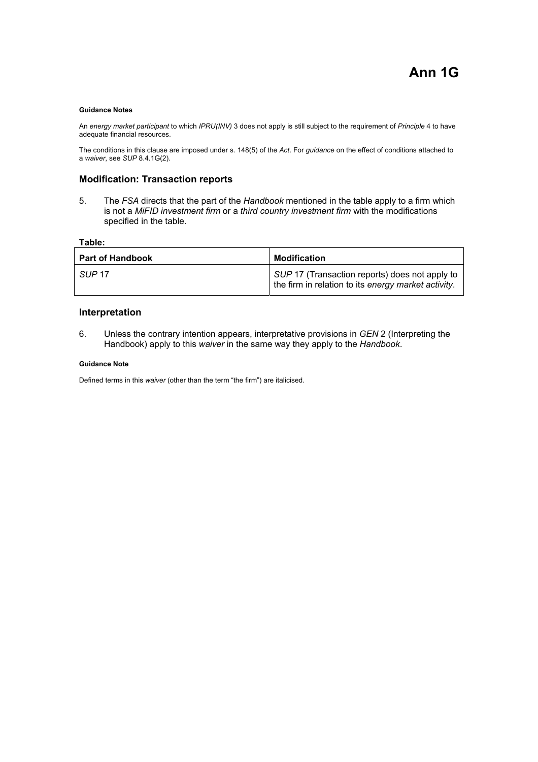# Ann 1G

**Guidance Notes**

An *energy market participant* to which *IPRU(INV)* 3 does not apply is still subject to the requirement of *Principle* 4 to have adequate financial resources.

The conditions in this clause are imposed under s. 148(5) of the *Act*. For *guidance* on the effect of conditions attached to a *waiver*, see *SUP* 8.4.1G(2).

### Modification: Transaction reports

5. The *FSA* directs that the part of the *Handbook* mentioned in the table apply to a firm which is not a *MiFID investment firm* or a *third country investment firm* with the modifications specified in the table.

**Table:**

| Part of Handbook | Modification |
|---|---|
| *SUP* 17 | *SUP* 17 (Transaction reports) does not apply to the firm in relation to its *energy market activity*. |

### Interpretation

6. Unless the contrary intention appears, interpretative provisions in *GEN* 2 (Interpreting the Handbook) apply to this *waiver* in the same way they apply to the *Handbook*.

**Guidance Note**

Defined terms in this *waiver* (other than the term "the firm") are italicised.